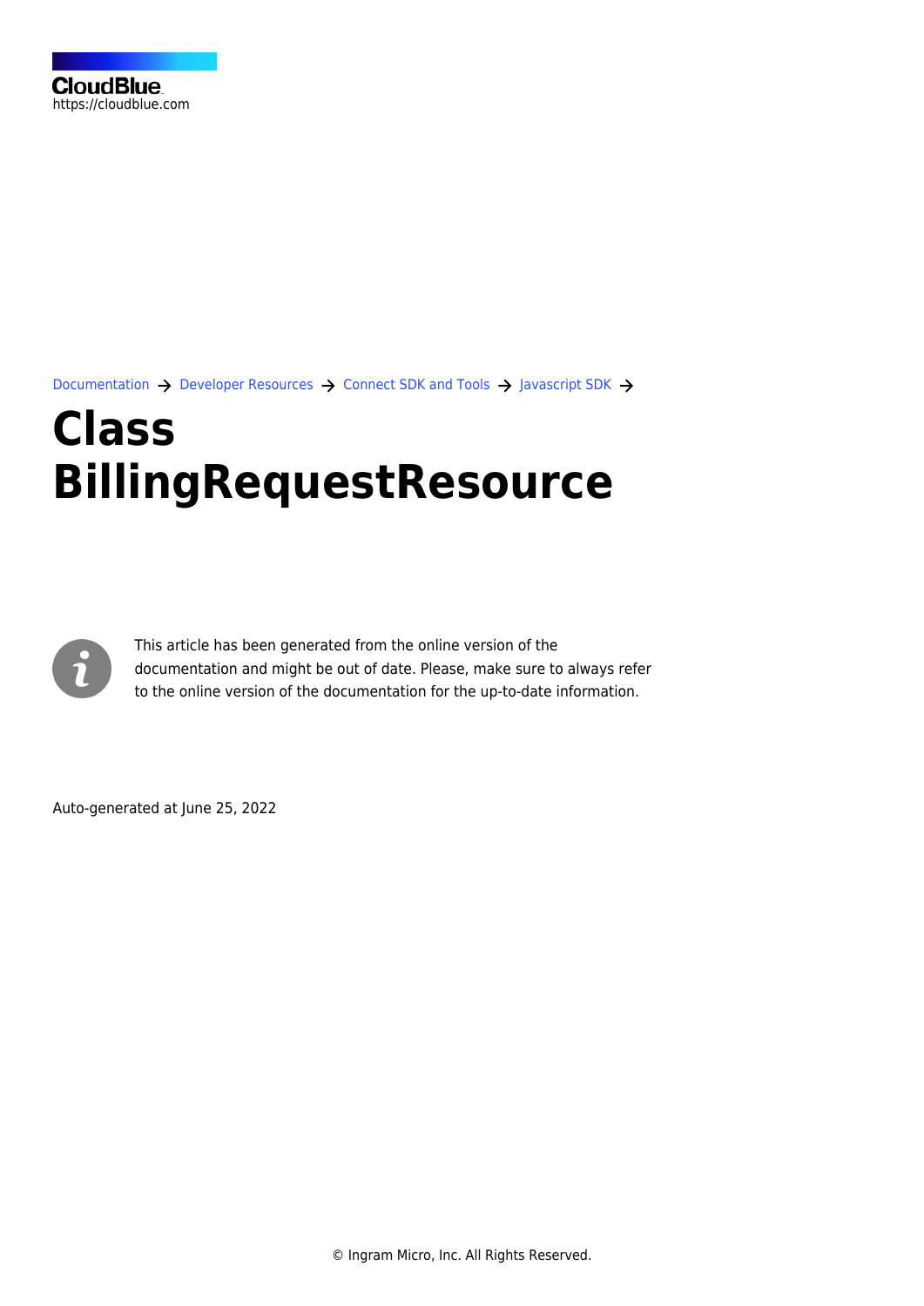CloudBlue
https://cloudblue.com

Documentation → Developer Resources → Connect SDK and Tools → Javascript SDK →

# Class BillingRequestResource

This article has been generated from the online version of the documentation and might be out of date. Please, make sure to always refer to the online version of the documentation for the up-to-date information.

Auto-generated at June 25, 2022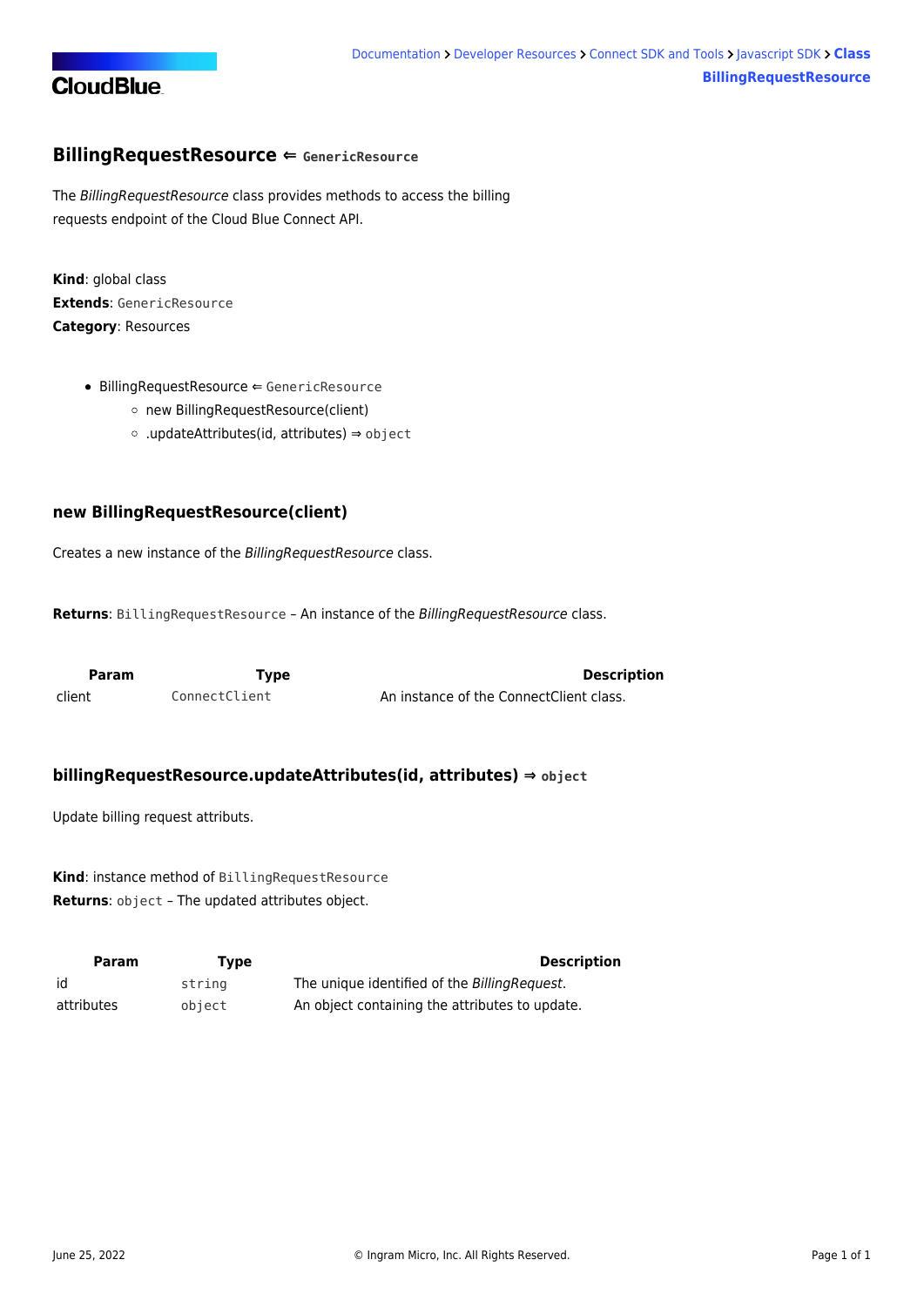## BillingRequestResource ⇐ `GenericResource`

The *BillingRequestResource* class provides methods to access the billing requests endpoint of the Cloud Blue Connect API.

**Kind**: global class
**Extends**: `GenericResource`
**Category**: Resources

- BillingRequestResource ⇐ `GenericResource`
  - new BillingRequestResource(client)
  - .updateAttributes(id, attributes) ⇒ `object`

### new BillingRequestResource(client)

Creates a new instance of the *BillingRequestResource* class.

**Returns**: `BillingRequestResource` – An instance of the *BillingRequestResource* class.

| Param | Type | Description |
| --- | --- | --- |
| client | `ConnectClient` | An instance of the ConnectClient class. |

### billingRequestResource.updateAttributes(id, attributes) ⇒ `object`

Update billing request attributs.

**Kind**: instance method of `BillingRequestResource`
**Returns**: `object` – The updated attributes object.

| Param | Type | Description |
| --- | --- | --- |
| id | `string` | The unique identified of the *BillingRequest*. |
| attributes | `object` | An object containing the attributes to update. |